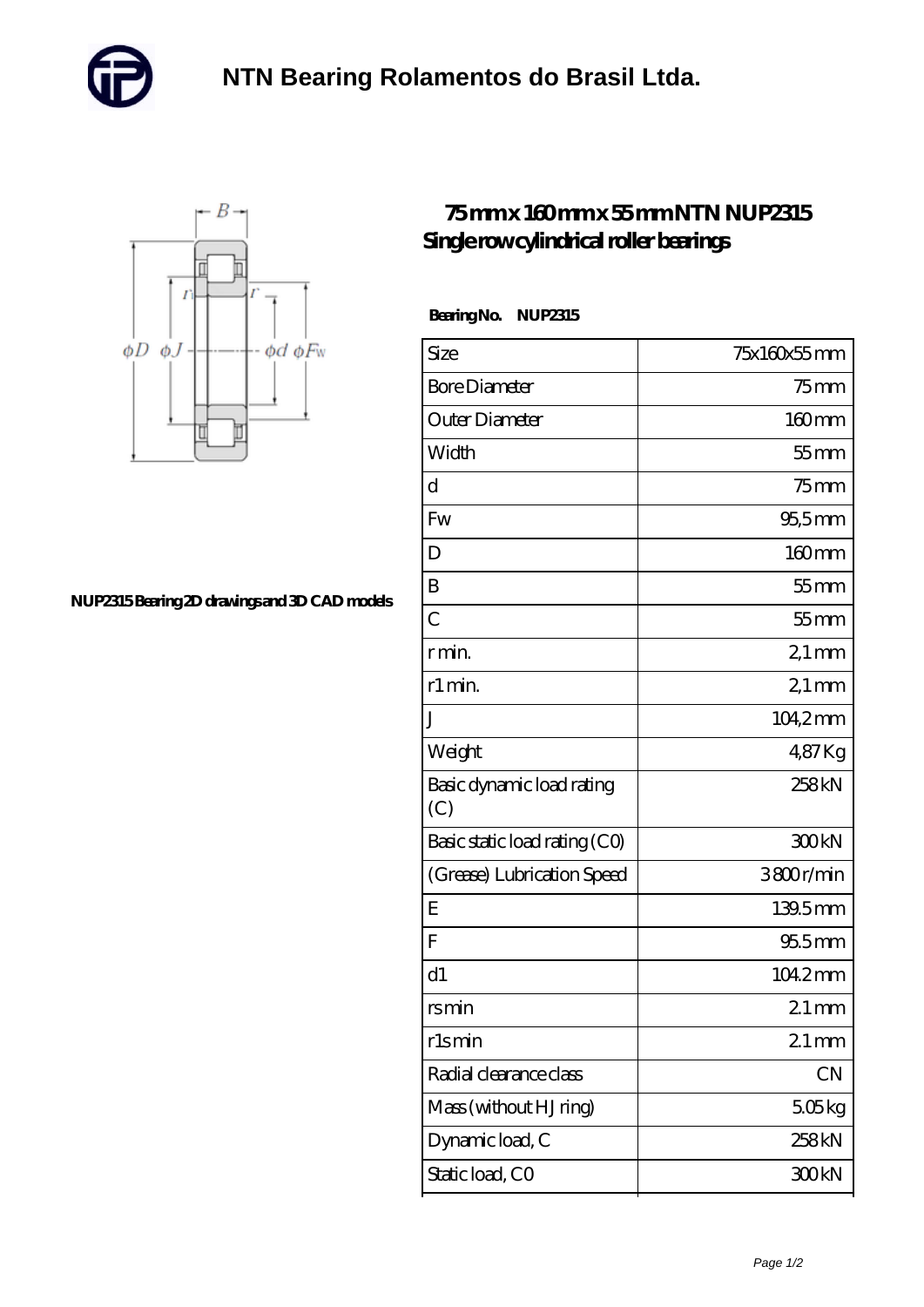# NTN Bearing Rolamentos do Brasil Ltda.

NUP2315 Bearing 2D drawings and 3D CAD models

## 75 mm x 160 mm x 55 mm NTN NUP2315 Single row cylindrical roller bearings

**Bearing No. NUP2315**

| Size | 75x160x55 mm |
| --- | --- |
| Bore Diameter | 75 mm |
| Outer Diameter | 160 mm |
| Width | 55 mm |
| d | 75 mm |
| Fw | 95,5 mm |
| D | 160 mm |
| B | 55 mm |
| C | 55 mm |
| r min. | 2,1 mm |
| r1 min. | 2,1 mm |
| J | 104,2 mm |
| Weight | 4,87 Kg |
| Basic dynamic load rating (C) | 258 kN |
| Basic static load rating (C0) | 300 kN |
| (Grease) Lubrication Speed | 3800 r/min |
| E | 139.5 mm |
| F | 95.5 mm |
| d1 | 104.2 mm |
| rs min | 2.1 mm |
| r1s min | 2.1 mm |
| Radial clearance class | CN |
| Mass (without HJ ring) | 5.05 kg |
| Dynamic load, C | 258 kN |
| Static load, C0 | 300 kN |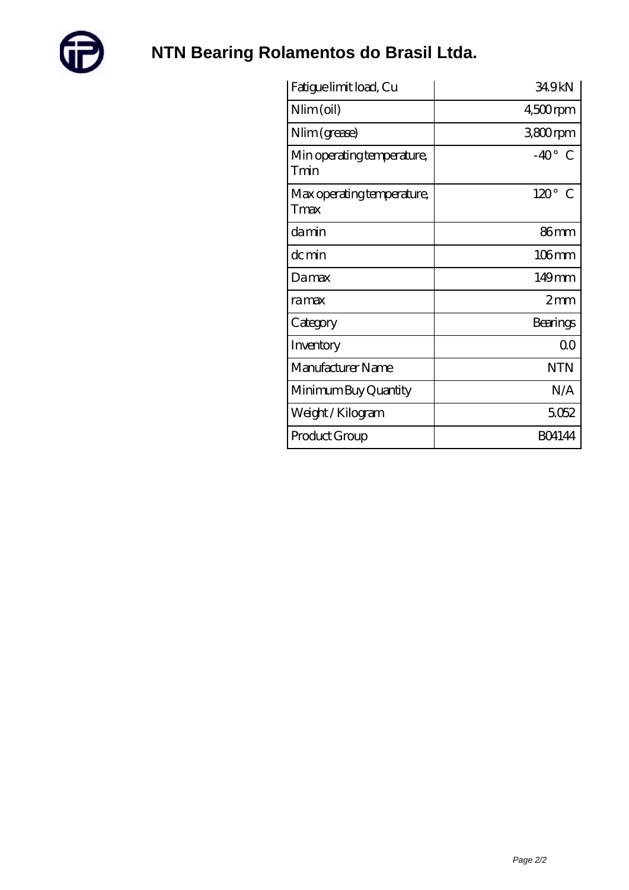# NTN Bearing Rolamentos do Brasil Ltda.

| | |
|---|---|
| Fatigue limit load, Cu | 34.9 kN |
| Nlim (oil) | 4,500 rpm |
| Nlim (grease) | 3,800 rpm |
| Min operating temperature, Tmin | -40 ° C |
| Max operating temperature, Tmax | 120 ° C |
| da min | 86 mm |
| dc min | 106 mm |
| Da max | 149 mm |
| ra max | 2 mm |
| Category | Bearings |
| Inventory | 0.0 |
| Manufacturer Name | NTN |
| Minimum Buy Quantity | N/A |
| Weight / Kilogram | 5.052 |
| Product Group | B04144 |